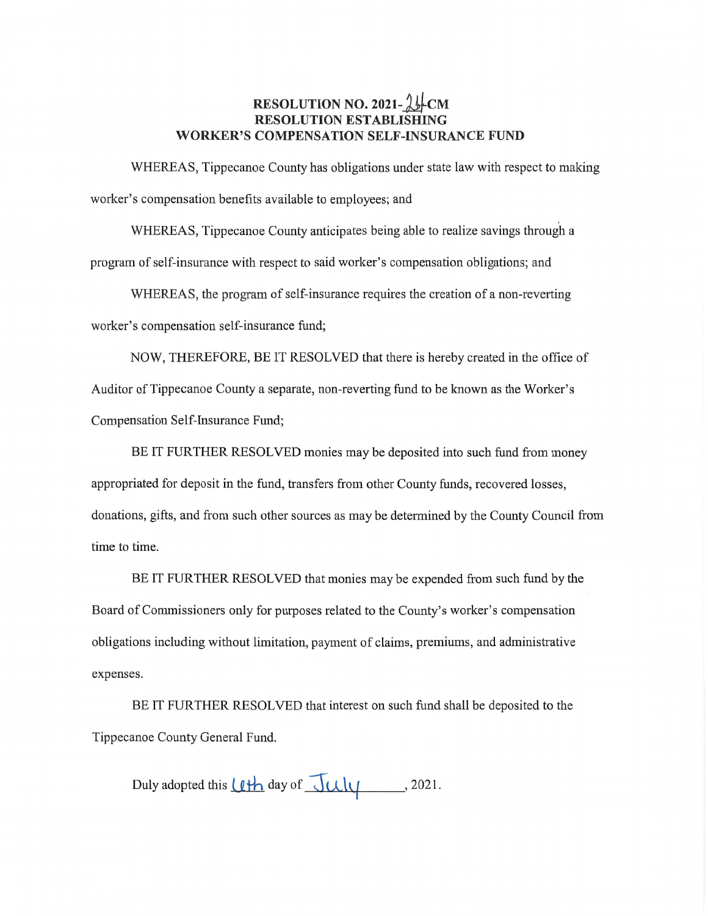# RESOLUTION NO. 2021-24-CM
# RESOLUTION ESTABLISHING WORKER'S COMPENSATION SELF-INSURANCE FUND

WHEREAS, Tippecanoe County has obligations under state law with respect to making worker's compensation benefits available to employees; and

WHEREAS, Tippecanoe County anticipates being able to realize savings through a program of self-insurance with respect to said worker's compensation obligations; and

WHEREAS, the program of self-insurance requires the creation of a non-reverting worker's compensation self-insurance fund;

NOW, THEREFORE, BE IT RESOLVED that there is hereby created in the office of Auditor of Tippecanoe County a separate, non-reverting fund to be known as the Worker's Compensation Self-Insurance Fund;

BE IT FURTHER RESOLVED monies may be deposited into such fund from money appropriated for deposit in the fund, transfers from other County funds, recovered losses, donations, gifts, and from such other sources as may be determined by the County Council from time to time.

BE IT FURTHER RESOLVED that monies may be expended from such fund by the Board of Commissioners only for purposes related to the County's worker's compensation obligations including without limitation, payment of claims, premiums, and administrative expenses.

BE IT FURTHER RESOLVED that interest on such fund shall be deposited to the Tippecanoe County General Fund.

Duly adopted this 6th day of July, 2021.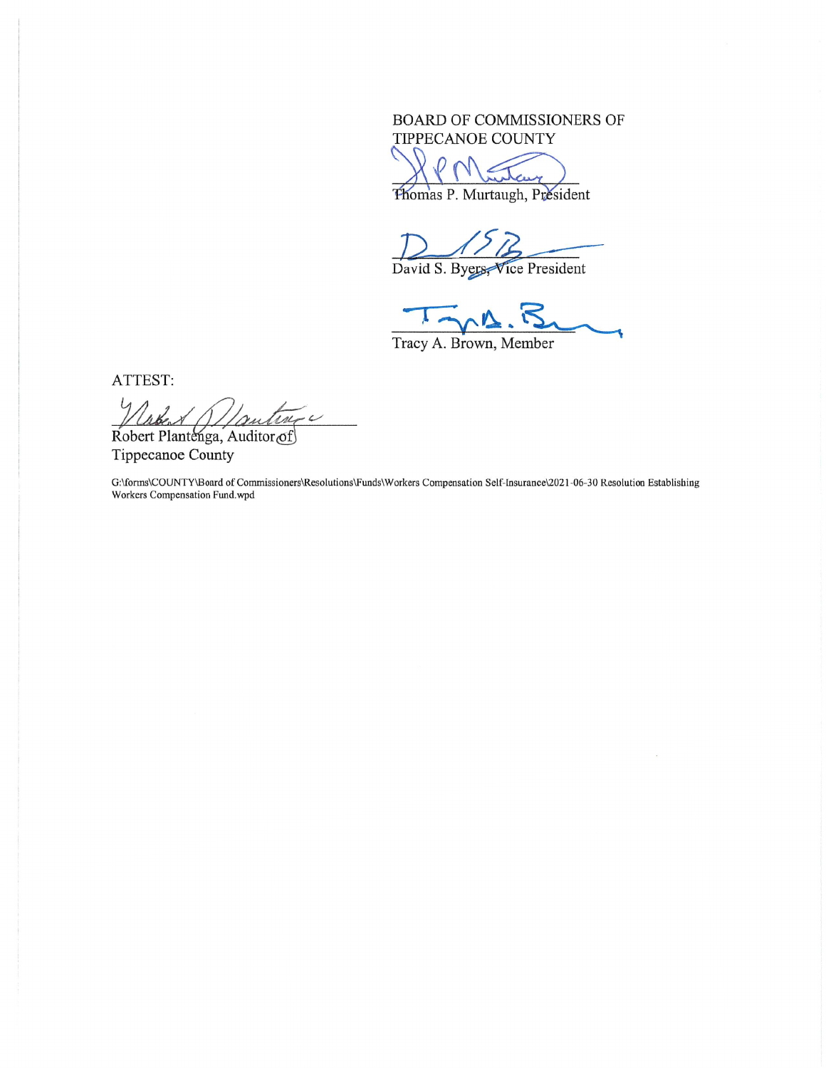BOARD OF COMMISSIONERS OF
TIPPECANOE COUNTY

______________________________
Thomas P. Murtaugh, President

______________________________
David S. Byers, Vice President

______________________________
Tracy A. Brown, Member

ATTEST:

______________________________
Robert Plantenga, Auditor of
Tippecanoe County

G:\forms\COUNTY\Board of Commissioners\Resolutions\Funds\Workers Compensation Self-Insurance\2021-06-30 Resolution Establishing Workers Compensation Fund.wpd